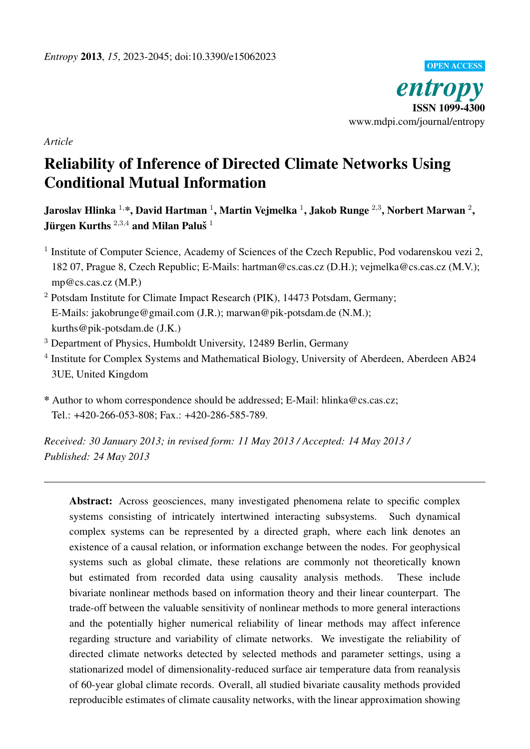*Entropy* **2013**, *15*, 2023-2045; doi:10.3390/e15062023

OPEN ACCESS

*entropy*

**ISSN 1099-4300**

www.mdpi.com/journal/entropy

*Article*

# Reliability of Inference of Directed Climate Networks Using Conditional Mutual Information

**Jaroslav Hlinka [1,*], David Hartman [1], Martin Vejmelka [1], Jakob Runge [2,3], Norbert Marwan [2], Jürgen Kurths [2,3,4] and Milan Paluš [1]**

[1] Institute of Computer Science, Academy of Sciences of the Czech Republic, Pod vodarenskou vezi 2, 182 07, Prague 8, Czech Republic; E-Mails: hartman@cs.cas.cz (D.H.); vejmelka@cs.cas.cz (M.V.); mp@cs.cas.cz (M.P.)

[2] Potsdam Institute for Climate Impact Research (PIK), 14473 Potsdam, Germany; E-Mails: jakobrunge@gmail.com (J.R.); marwan@pik-potsdam.de (N.M.); kurths@pik-potsdam.de (J.K.)

[3] Department of Physics, Humboldt University, 12489 Berlin, Germany

[4] Institute for Complex Systems and Mathematical Biology, University of Aberdeen, Aberdeen AB24 3UE, United Kingdom

\* Author to whom correspondence should be addressed; E-Mail: hlinka@cs.cas.cz; Tel.: +420-266-053-808; Fax.: +420-286-585-789.

*Received: 30 January 2013; in revised form: 11 May 2013 / Accepted: 14 May 2013 / Published: 24 May 2013*

---

**Abstract:** Across geosciences, many investigated phenomena relate to specific complex systems consisting of intricately intertwined interacting subsystems. Such dynamical complex systems can be represented by a directed graph, where each link denotes an existence of a causal relation, or information exchange between the nodes. For geophysical systems such as global climate, these relations are commonly not theoretically known but estimated from recorded data using causality analysis methods. These include bivariate nonlinear methods based on information theory and their linear counterpart. The trade-off between the valuable sensitivity of nonlinear methods to more general interactions and the potentially higher numerical reliability of linear methods may affect inference regarding structure and variability of climate networks. We investigate the reliability of directed climate networks detected by selected methods and parameter settings, using a stationarized model of dimensionality-reduced surface air temperature data from reanalysis of 60-year global climate records. Overall, all studied bivariate causality methods provided reproducible estimates of climate causality networks, with the linear approximation showing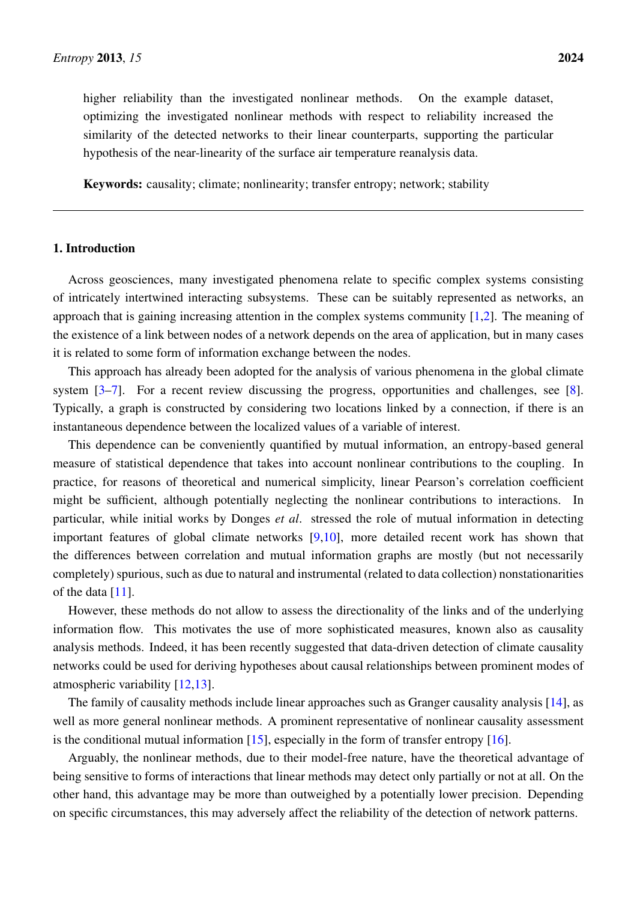higher reliability than the investigated nonlinear methods. On the example dataset, optimizing the investigated nonlinear methods with respect to reliability increased the similarity of the detected networks to their linear counterparts, supporting the particular hypothesis of the near-linearity of the surface air temperature reanalysis data.

**Keywords:** causality; climate; nonlinearity; transfer entropy; network; stability

---

## 1. Introduction

Across geosciences, many investigated phenomena relate to specific complex systems consisting of intricately intertwined interacting subsystems. These can be suitably represented as networks, an approach that is gaining increasing attention in the complex systems community [1,2]. The meaning of the existence of a link between nodes of a network depends on the area of application, but in many cases it is related to some form of information exchange between the nodes.

This approach has already been adopted for the analysis of various phenomena in the global climate system [3–7]. For a recent review discussing the progress, opportunities and challenges, see [8]. Typically, a graph is constructed by considering two locations linked by a connection, if there is an instantaneous dependence between the localized values of a variable of interest.

This dependence can be conveniently quantified by mutual information, an entropy-based general measure of statistical dependence that takes into account nonlinear contributions to the coupling. In practice, for reasons of theoretical and numerical simplicity, linear Pearson's correlation coefficient might be sufficient, although potentially neglecting the nonlinear contributions to interactions. In particular, while initial works by Donges *et al*. stressed the role of mutual information in detecting important features of global climate networks [9,10], more detailed recent work has shown that the differences between correlation and mutual information graphs are mostly (but not necessarily completely) spurious, such as due to natural and instrumental (related to data collection) nonstationarities of the data [11].

However, these methods do not allow to assess the directionality of the links and of the underlying information flow. This motivates the use of more sophisticated measures, known also as causality analysis methods. Indeed, it has been recently suggested that data-driven detection of climate causality networks could be used for deriving hypotheses about causal relationships between prominent modes of atmospheric variability [12,13].

The family of causality methods include linear approaches such as Granger causality analysis [14], as well as more general nonlinear methods. A prominent representative of nonlinear causality assessment is the conditional mutual information [15], especially in the form of transfer entropy [16].

Arguably, the nonlinear methods, due to their model-free nature, have the theoretical advantage of being sensitive to forms of interactions that linear methods may detect only partially or not at all. On the other hand, this advantage may be more than outweighed by a potentially lower precision. Depending on specific circumstances, this may adversely affect the reliability of the detection of network patterns.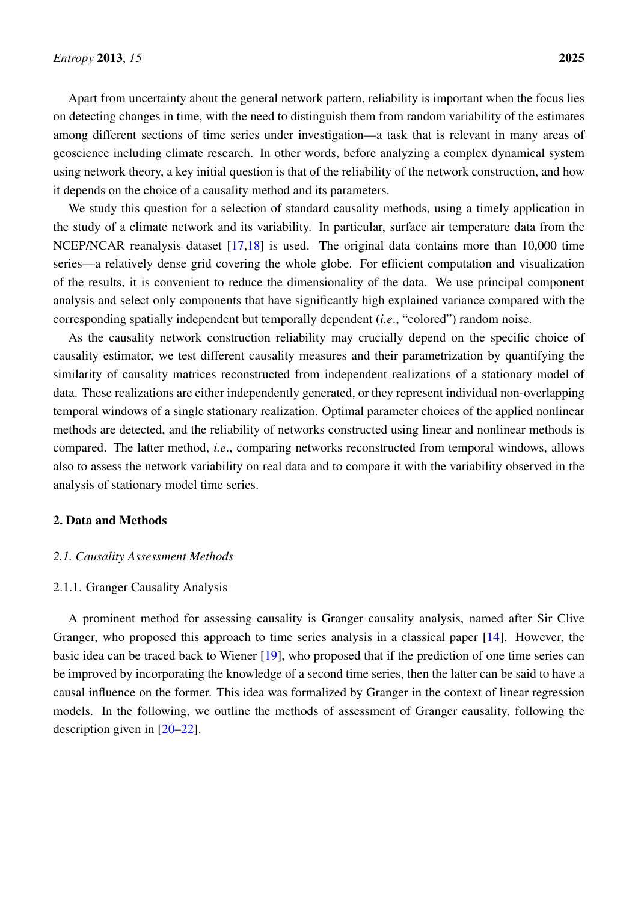Apart from uncertainty about the general network pattern, reliability is important when the focus lies on detecting changes in time, with the need to distinguish them from random variability of the estimates among different sections of time series under investigation—a task that is relevant in many areas of geoscience including climate research. In other words, before analyzing a complex dynamical system using network theory, a key initial question is that of the reliability of the network construction, and how it depends on the choice of a causality method and its parameters.

We study this question for a selection of standard causality methods, using a timely application in the study of a climate network and its variability. In particular, surface air temperature data from the NCEP/NCAR reanalysis dataset [17,18] is used. The original data contains more than 10,000 time series—a relatively dense grid covering the whole globe. For efficient computation and visualization of the results, it is convenient to reduce the dimensionality of the data. We use principal component analysis and select only components that have significantly high explained variance compared with the corresponding spatially independent but temporally dependent (*i.e.*, "colored") random noise.

As the causality network construction reliability may crucially depend on the specific choice of causality estimator, we test different causality measures and their parametrization by quantifying the similarity of causality matrices reconstructed from independent realizations of a stationary model of data. These realizations are either independently generated, or they represent individual non-overlapping temporal windows of a single stationary realization. Optimal parameter choices of the applied nonlinear methods are detected, and the reliability of networks constructed using linear and nonlinear methods is compared. The latter method, *i.e.*, comparing networks reconstructed from temporal windows, allows also to assess the network variability on real data and to compare it with the variability observed in the analysis of stationary model time series.

## 2. Data and Methods

### *2.1. Causality Assessment Methods*

#### 2.1.1. Granger Causality Analysis

A prominent method for assessing causality is Granger causality analysis, named after Sir Clive Granger, who proposed this approach to time series analysis in a classical paper [14]. However, the basic idea can be traced back to Wiener [19], who proposed that if the prediction of one time series can be improved by incorporating the knowledge of a second time series, then the latter can be said to have a causal influence on the former. This idea was formalized by Granger in the context of linear regression models. In the following, we outline the methods of assessment of Granger causality, following the description given in [20–22].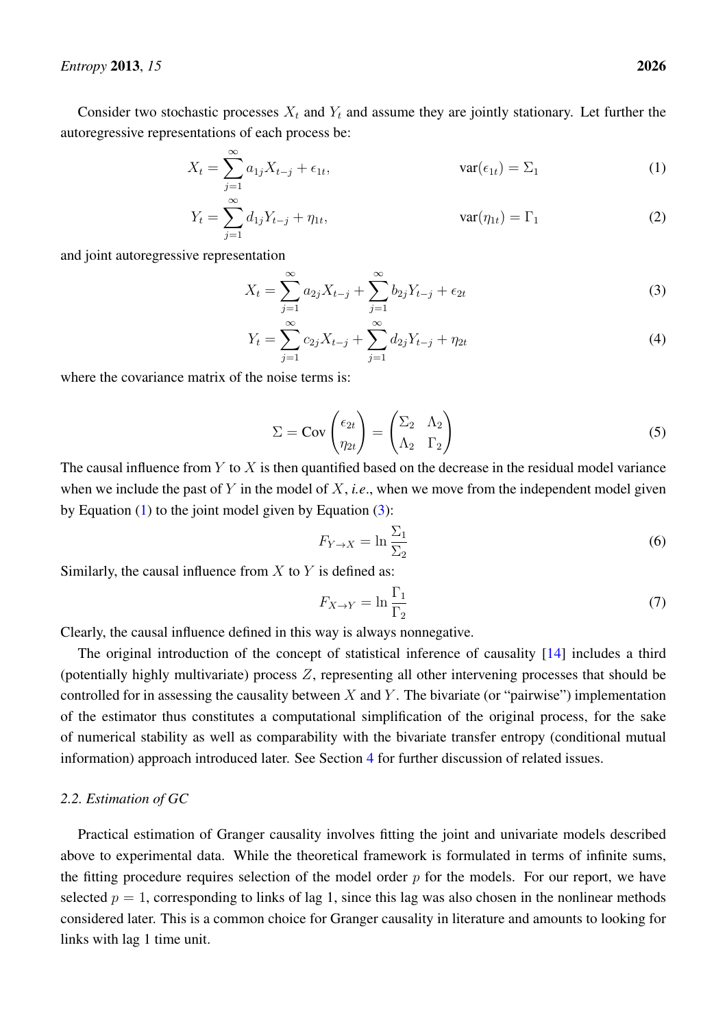Consider two stochastic processes $X_t$ and $Y_t$ and assume they are jointly stationary. Let further the autoregressive representations of each process be:

$$X_t = \sum_{j=1}^{\infty} a_{1j} X_{t-j} + \epsilon_{1t}, \qquad \text{var}(\epsilon_{1t}) = \Sigma_1 \tag{1}$$

$$Y_t = \sum_{j=1}^{\infty} d_{1j} Y_{t-j} + \eta_{1t}, \qquad \text{var}(\eta_{1t}) = \Gamma_1 \tag{2}$$

and joint autoregressive representation

$$X_t = \sum_{j=1}^{\infty} a_{2j} X_{t-j} + \sum_{j=1}^{\infty} b_{2j} Y_{t-j} + \epsilon_{2t} \tag{3}$$

$$Y_t = \sum_{j=1}^{\infty} c_{2j} X_{t-j} + \sum_{j=1}^{\infty} d_{2j} Y_{t-j} + \eta_{2t} \tag{4}$$

where the covariance matrix of the noise terms is:

$$\Sigma = \text{Cov}\begin{pmatrix} \epsilon_{2t} \\ \eta_{2t} \end{pmatrix} = \begin{pmatrix} \Sigma_2 & \Lambda_2 \\ \Lambda_2 & \Gamma_2 \end{pmatrix} \tag{5}$$

The causal influence from $Y$ to $X$ is then quantified based on the decrease in the residual model variance when we include the past of $Y$ in the model of $X$, *i.e.*, when we move from the independent model given by Equation (1) to the joint model given by Equation (3):

$$F_{Y \to X} = \ln \frac{\Sigma_1}{\Sigma_2} \tag{6}$$

Similarly, the causal influence from $X$ to $Y$ is defined as:

$$F_{X \to Y} = \ln \frac{\Gamma_1}{\Gamma_2} \tag{7}$$

Clearly, the causal influence defined in this way is always nonnegative.

The original introduction of the concept of statistical inference of causality [14] includes a third (potentially highly multivariate) process $Z$, representing all other intervening processes that should be controlled for in assessing the causality between $X$ and $Y$. The bivariate (or "pairwise") implementation of the estimator thus constitutes a computational simplification of the original process, for the sake of numerical stability as well as comparability with the bivariate transfer entropy (conditional mutual information) approach introduced later. See Section 4 for further discussion of related issues.

### *2.2. Estimation of GC*

Practical estimation of Granger causality involves fitting the joint and univariate models described above to experimental data. While the theoretical framework is formulated in terms of infinite sums, the fitting procedure requires selection of the model order $p$ for the models. For our report, we have selected $p = 1$, corresponding to links of lag 1, since this lag was also chosen in the nonlinear methods considered later. This is a common choice for Granger causality in literature and amounts to looking for links with lag 1 time unit.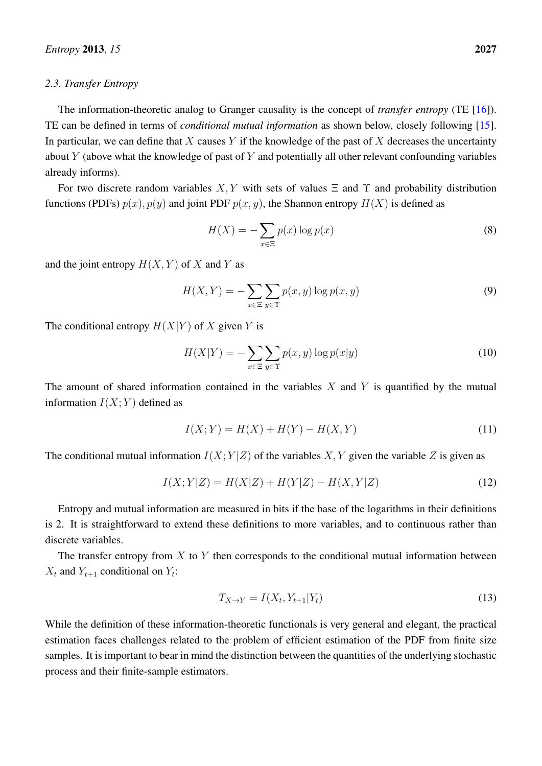### 2.3. Transfer Entropy

The information-theoretic analog to Granger causality is the concept of *transfer entropy* (TE [16]). TE can be defined in terms of *conditional mutual information* as shown below, closely following [15]. In particular, we can define that $X$ causes $Y$ if the knowledge of the past of $X$ decreases the uncertainty about $Y$ (above what the knowledge of past of $Y$ and potentially all other relevant confounding variables already informs).

For two discrete random variables $X, Y$ with sets of values $\Xi$ and $\Upsilon$ and probability distribution functions (PDFs) $p(x), p(y)$ and joint PDF $p(x, y)$, the Shannon entropy $H(X)$ is defined as

$$H(X) = -\sum_{x \in \Xi} p(x) \log p(x) \tag{8}$$

and the joint entropy $H(X, Y)$ of $X$ and $Y$ as

$$H(X, Y) = -\sum_{x \in \Xi} \sum_{y \in \Upsilon} p(x, y) \log p(x, y) \tag{9}$$

The conditional entropy $H(X|Y)$ of $X$ given $Y$ is

$$H(X|Y) = -\sum_{x \in \Xi} \sum_{y \in \Upsilon} p(x, y) \log p(x|y) \tag{10}$$

The amount of shared information contained in the variables $X$ and $Y$ is quantified by the mutual information $I(X; Y)$ defined as

$$I(X; Y) = H(X) + H(Y) - H(X, Y) \tag{11}$$

The conditional mutual information $I(X; Y|Z)$ of the variables $X, Y$ given the variable $Z$ is given as

$$I(X; Y|Z) = H(X|Z) + H(Y|Z) - H(X, Y|Z) \tag{12}$$

Entropy and mutual information are measured in bits if the base of the logarithms in their definitions is 2. It is straightforward to extend these definitions to more variables, and to continuous rather than discrete variables.

The transfer entropy from $X$ to $Y$ then corresponds to the conditional mutual information between $X_t$ and $Y_{t+1}$ conditional on $Y_t$:

$$T_{X \to Y} = I(X_t, Y_{t+1}|Y_t) \tag{13}$$

While the definition of these information-theoretic functionals is very general and elegant, the practical estimation faces challenges related to the problem of efficient estimation of the PDF from finite size samples. It is important to bear in mind the distinction between the quantities of the underlying stochastic process and their finite-sample estimators.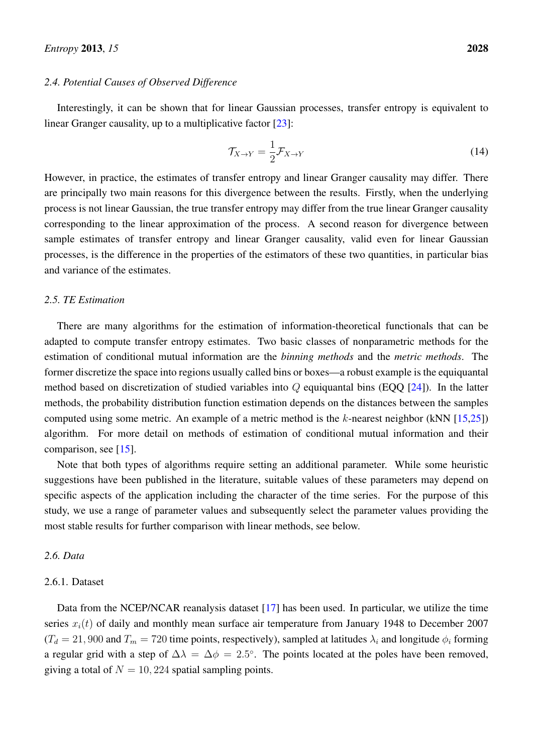### 2.4. Potential Causes of Observed Difference

Interestingly, it can be shown that for linear Gaussian processes, transfer entropy is equivalent to linear Granger causality, up to a multiplicative factor [23]:

$$\mathcal{T}_{X\rightarrow Y} = \frac{1}{2}\mathcal{F}_{X\rightarrow Y} \tag{14}$$

However, in practice, the estimates of transfer entropy and linear Granger causality may differ. There are principally two main reasons for this divergence between the results. Firstly, when the underlying process is not linear Gaussian, the true transfer entropy may differ from the true linear Granger causality corresponding to the linear approximation of the process. A second reason for divergence between sample estimates of transfer entropy and linear Granger causality, valid even for linear Gaussian processes, is the difference in the properties of the estimators of these two quantities, in particular bias and variance of the estimates.

### 2.5. TE Estimation

There are many algorithms for the estimation of information-theoretical functionals that can be adapted to compute transfer entropy estimates. Two basic classes of nonparametric methods for the estimation of conditional mutual information are the *binning methods* and the *metric methods*. The former discretize the space into regions usually called bins or boxes—a robust example is the equiquantal method based on discretization of studied variables into $Q$ equiquantal bins (EQQ [24]). In the latter methods, the probability distribution function estimation depends on the distances between the samples computed using some metric. An example of a metric method is the $k$-nearest neighbor (kNN [15,25]) algorithm. For more detail on methods of estimation of conditional mutual information and their comparison, see [15].

Note that both types of algorithms require setting an additional parameter. While some heuristic suggestions have been published in the literature, suitable values of these parameters may depend on specific aspects of the application including the character of the time series. For the purpose of this study, we use a range of parameter values and subsequently select the parameter values providing the most stable results for further comparison with linear methods, see below.

### 2.6. Data

#### 2.6.1. Dataset

Data from the NCEP/NCAR reanalysis dataset [17] has been used. In particular, we utilize the time series $x_i(t)$ of daily and monthly mean surface air temperature from January 1948 to December 2007 ($T_d = 21,900$ and $T_m = 720$ time points, respectively), sampled at latitudes $\lambda_i$ and longitude $\phi_i$ forming a regular grid with a step of $\Delta\lambda = \Delta\phi = 2.5°$. The points located at the poles have been removed, giving a total of $N = 10,224$ spatial sampling points.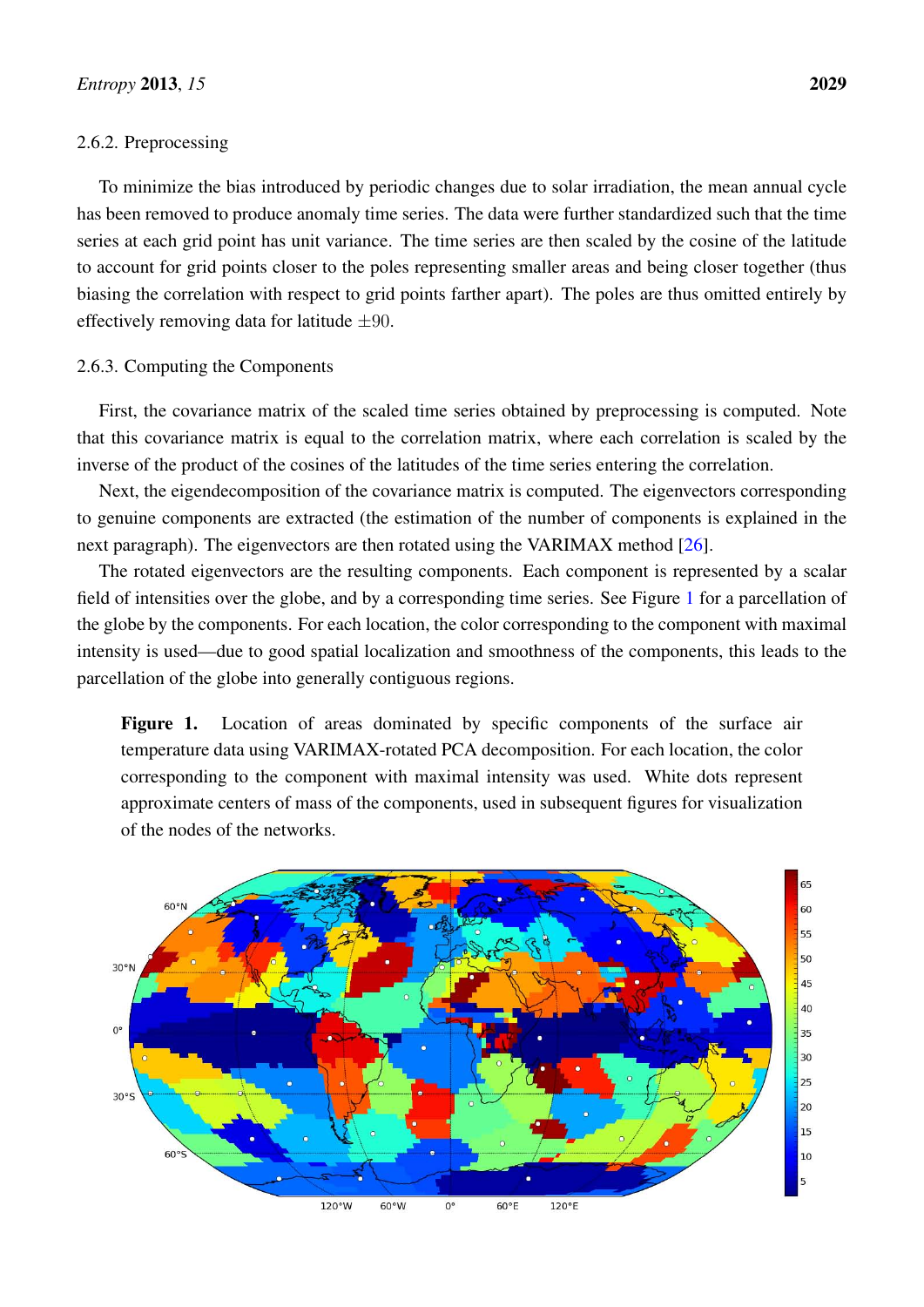### 2.6.2. Preprocessing

To minimize the bias introduced by periodic changes due to solar irradiation, the mean annual cycle has been removed to produce anomaly time series. The data were further standardized such that the time series at each grid point has unit variance. The time series are then scaled by the cosine of the latitude to account for grid points closer to the poles representing smaller areas and being closer together (thus biasing the correlation with respect to grid points farther apart). The poles are thus omitted entirely by effectively removing data for latitude $\pm 90$.

### 2.6.3. Computing the Components

First, the covariance matrix of the scaled time series obtained by preprocessing is computed. Note that this covariance matrix is equal to the correlation matrix, where each correlation is scaled by the inverse of the product of the cosines of the latitudes of the time series entering the correlation.

Next, the eigendecomposition of the covariance matrix is computed. The eigenvectors corresponding to genuine components are extracted (the estimation of the number of components is explained in the next paragraph). The eigenvectors are then rotated using the VARIMAX method [26].

The rotated eigenvectors are the resulting components. Each component is represented by a scalar field of intensities over the globe, and by a corresponding time series. See Figure 1 for a parcellation of the globe by the components. For each location, the color corresponding to the component with maximal intensity is used—due to good spatial localization and smoothness of the components, this leads to the parcellation of the globe into generally contiguous regions.

**Figure 1.** Location of areas dominated by specific components of the surface air temperature data using VARIMAX-rotated PCA decomposition. For each location, the color corresponding to the component with maximal intensity was used. White dots represent approximate centers of mass of the components, used in subsequent figures for visualization of the nodes of the networks.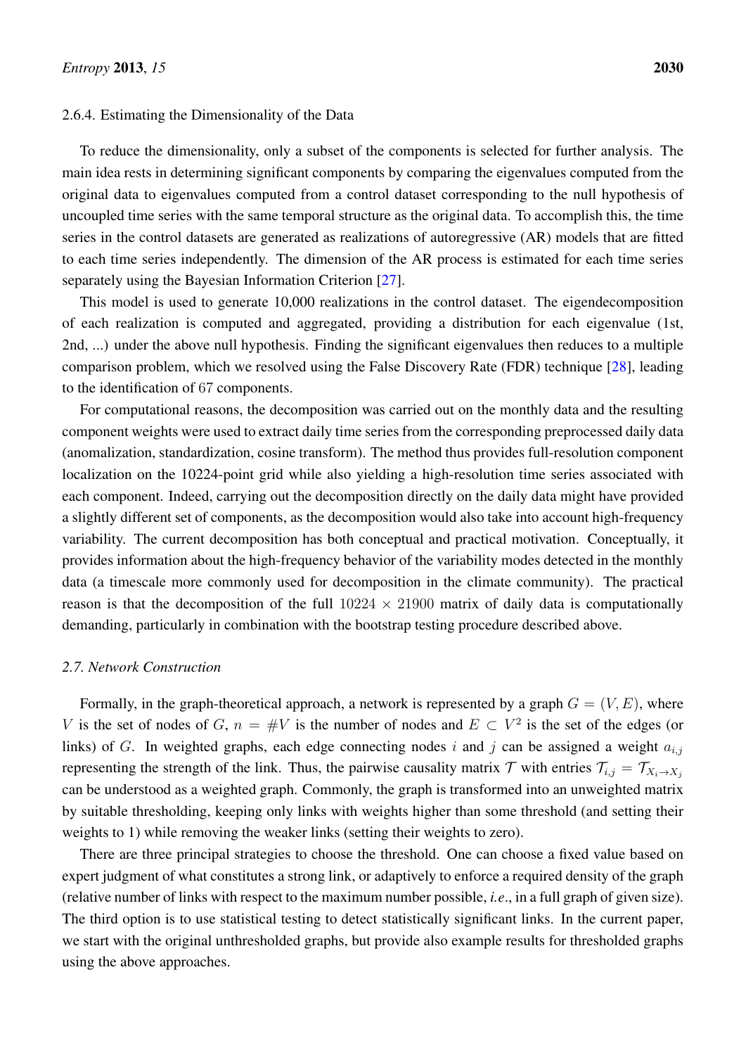#### 2.6.4. Estimating the Dimensionality of the Data

To reduce the dimensionality, only a subset of the components is selected for further analysis. The main idea rests in determining significant components by comparing the eigenvalues computed from the original data to eigenvalues computed from a control dataset corresponding to the null hypothesis of uncoupled time series with the same temporal structure as the original data. To accomplish this, the time series in the control datasets are generated as realizations of autoregressive (AR) models that are fitted to each time series independently. The dimension of the AR process is estimated for each time series separately using the Bayesian Information Criterion [27].

This model is used to generate 10,000 realizations in the control dataset. The eigendecomposition of each realization is computed and aggregated, providing a distribution for each eigenvalue (1st, 2nd, ...) under the above null hypothesis. Finding the significant eigenvalues then reduces to a multiple comparison problem, which we resolved using the False Discovery Rate (FDR) technique [28], leading to the identification of 67 components.

For computational reasons, the decomposition was carried out on the monthly data and the resulting component weights were used to extract daily time series from the corresponding preprocessed daily data (anomalization, standardization, cosine transform). The method thus provides full-resolution component localization on the 10224-point grid while also yielding a high-resolution time series associated with each component. Indeed, carrying out the decomposition directly on the daily data might have provided a slightly different set of components, as the decomposition would also take into account high-frequency variability. The current decomposition has both conceptual and practical motivation. Conceptually, it provides information about the high-frequency behavior of the variability modes detected in the monthly data (a timescale more commonly used for decomposition in the climate community). The practical reason is that the decomposition of the full $10224 \times 21900$ matrix of daily data is computationally demanding, particularly in combination with the bootstrap testing procedure described above.

### *2.7. Network Construction*

Formally, in the graph-theoretical approach, a network is represented by a graph $G = (V, E)$, where $V$ is the set of nodes of $G$, $n = \#V$ is the number of nodes and $E \subset V^2$ is the set of the edges (or links) of $G$. In weighted graphs, each edge connecting nodes $i$ and $j$ can be assigned a weight $a_{i,j}$ representing the strength of the link. Thus, the pairwise causality matrix $\mathcal{T}$ with entries $\mathcal{T}_{i,j} = \mathcal{T}_{X_i \to X_j}$ can be understood as a weighted graph. Commonly, the graph is transformed into an unweighted matrix by suitable thresholding, keeping only links with weights higher than some threshold (and setting their weights to 1) while removing the weaker links (setting their weights to zero).

There are three principal strategies to choose the threshold. One can choose a fixed value based on expert judgment of what constitutes a strong link, or adaptively to enforce a required density of the graph (relative number of links with respect to the maximum number possible, *i.e.*, in a full graph of given size). The third option is to use statistical testing to detect statistically significant links. In the current paper, we start with the original unthresholded graphs, but provide also example results for thresholded graphs using the above approaches.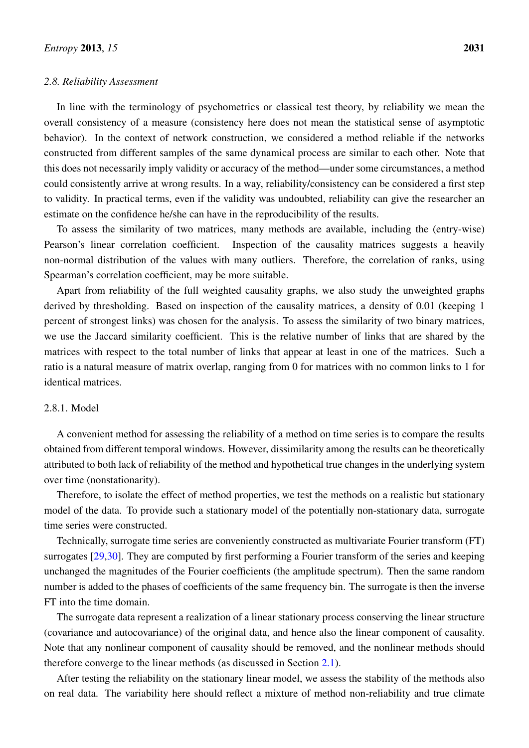### 2.8. Reliability Assessment

In line with the terminology of psychometrics or classical test theory, by reliability we mean the overall consistency of a measure (consistency here does not mean the statistical sense of asymptotic behavior). In the context of network construction, we considered a method reliable if the networks constructed from different samples of the same dynamical process are similar to each other. Note that this does not necessarily imply validity or accuracy of the method—under some circumstances, a method could consistently arrive at wrong results. In a way, reliability/consistency can be considered a first step to validity. In practical terms, even if the validity was undoubted, reliability can give the researcher an estimate on the confidence he/she can have in the reproducibility of the results.

To assess the similarity of two matrices, many methods are available, including the (entry-wise) Pearson's linear correlation coefficient. Inspection of the causality matrices suggests a heavily non-normal distribution of the values with many outliers. Therefore, the correlation of ranks, using Spearman's correlation coefficient, may be more suitable.

Apart from reliability of the full weighted causality graphs, we also study the unweighted graphs derived by thresholding. Based on inspection of the causality matrices, a density of 0.01 (keeping 1 percent of strongest links) was chosen for the analysis. To assess the similarity of two binary matrices, we use the Jaccard similarity coefficient. This is the relative number of links that are shared by the matrices with respect to the total number of links that appear at least in one of the matrices. Such a ratio is a natural measure of matrix overlap, ranging from 0 for matrices with no common links to 1 for identical matrices.

#### 2.8.1. Model

A convenient method for assessing the reliability of a method on time series is to compare the results obtained from different temporal windows. However, dissimilarity among the results can be theoretically attributed to both lack of reliability of the method and hypothetical true changes in the underlying system over time (nonstationarity).

Therefore, to isolate the effect of method properties, we test the methods on a realistic but stationary model of the data. To provide such a stationary model of the potentially non-stationary data, surrogate time series were constructed.

Technically, surrogate time series are conveniently constructed as multivariate Fourier transform (FT) surrogates [29,30]. They are computed by first performing a Fourier transform of the series and keeping unchanged the magnitudes of the Fourier coefficients (the amplitude spectrum). Then the same random number is added to the phases of coefficients of the same frequency bin. The surrogate is then the inverse FT into the time domain.

The surrogate data represent a realization of a linear stationary process conserving the linear structure (covariance and autocovariance) of the original data, and hence also the linear component of causality. Note that any nonlinear component of causality should be removed, and the nonlinear methods should therefore converge to the linear methods (as discussed in Section 2.1).

After testing the reliability on the stationary linear model, we assess the stability of the methods also on real data. The variability here should reflect a mixture of method non-reliability and true climate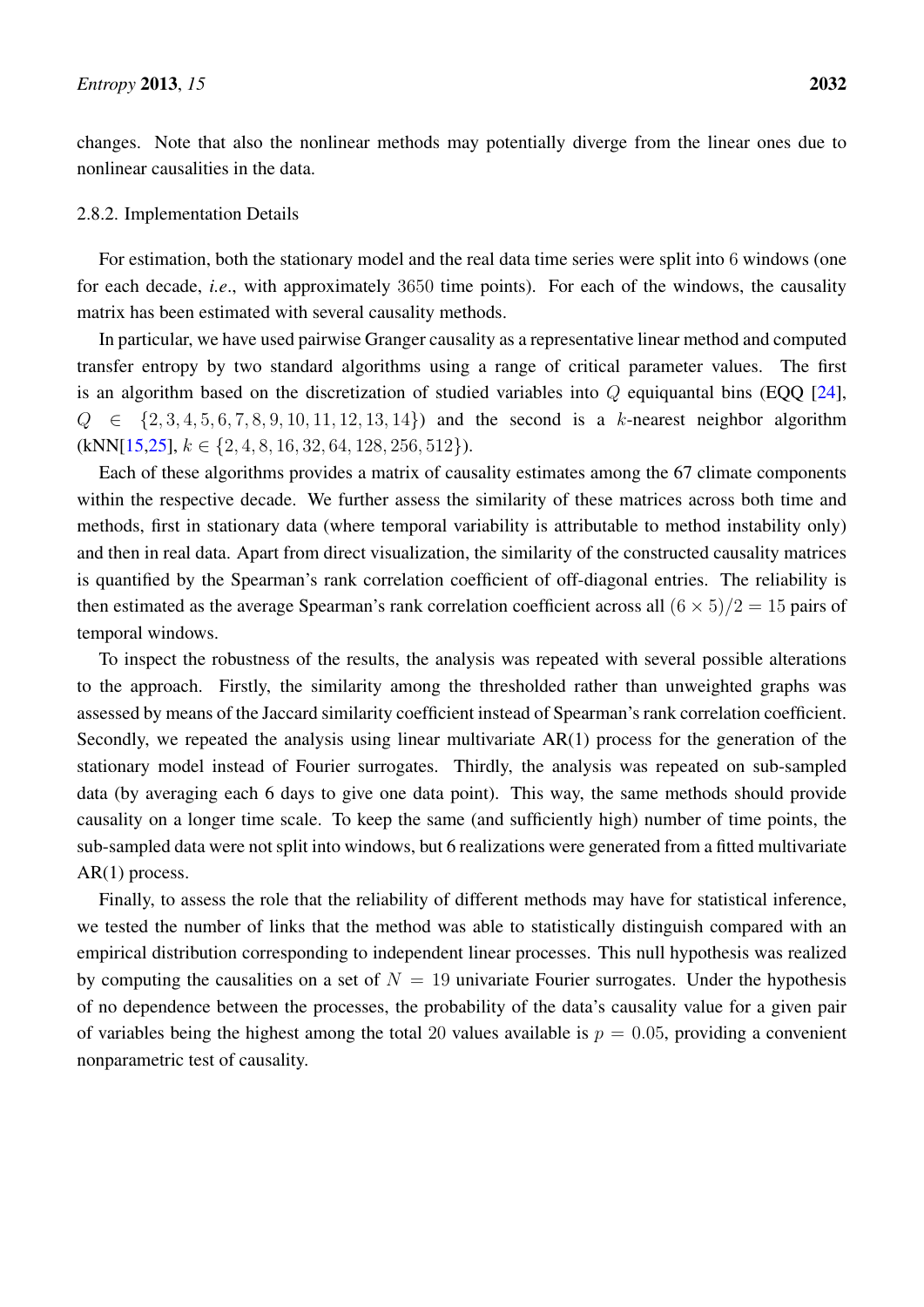changes. Note that also the nonlinear methods may potentially diverge from the linear ones due to nonlinear causalities in the data.

2.8.2. Implementation Details

For estimation, both the stationary model and the real data time series were split into $6$ windows (one for each decade, *i.e.*, with approximately $3650$ time points). For each of the windows, the causality matrix has been estimated with several causality methods.

In particular, we have used pairwise Granger causality as a representative linear method and computed transfer entropy by two standard algorithms using a range of critical parameter values. The first is an algorithm based on the discretization of studied variables into $Q$ equiquantal bins (EQQ [24], $Q \in \{2, 3, 4, 5, 6, 7, 8, 9, 10, 11, 12, 13, 14\}$) and the second is a $k$-nearest neighbor algorithm (kNN[15,25], $k \in \{2, 4, 8, 16, 32, 64, 128, 256, 512\}$).

Each of these algorithms provides a matrix of causality estimates among the 67 climate components within the respective decade. We further assess the similarity of these matrices across both time and methods, first in stationary data (where temporal variability is attributable to method instability only) and then in real data. Apart from direct visualization, the similarity of the constructed causality matrices is quantified by the Spearman's rank correlation coefficient of off-diagonal entries. The reliability is then estimated as the average Spearman's rank correlation coefficient across all $(6 \times 5)/2 = 15$ pairs of temporal windows.

To inspect the robustness of the results, the analysis was repeated with several possible alterations to the approach. Firstly, the similarity among the thresholded rather than unweighted graphs was assessed by means of the Jaccard similarity coefficient instead of Spearman's rank correlation coefficient. Secondly, we repeated the analysis using linear multivariate AR(1) process for the generation of the stationary model instead of Fourier surrogates. Thirdly, the analysis was repeated on sub-sampled data (by averaging each 6 days to give one data point). This way, the same methods should provide causality on a longer time scale. To keep the same (and sufficiently high) number of time points, the sub-sampled data were not split into windows, but 6 realizations were generated from a fitted multivariate AR(1) process.

Finally, to assess the role that the reliability of different methods may have for statistical inference, we tested the number of links that the method was able to statistically distinguish compared with an empirical distribution corresponding to independent linear processes. This null hypothesis was realized by computing the causalities on a set of $N = 19$ univariate Fourier surrogates. Under the hypothesis of no dependence between the processes, the probability of the data's causality value for a given pair of variables being the highest among the total $20$ values available is $p = 0.05$, providing a convenient nonparametric test of causality.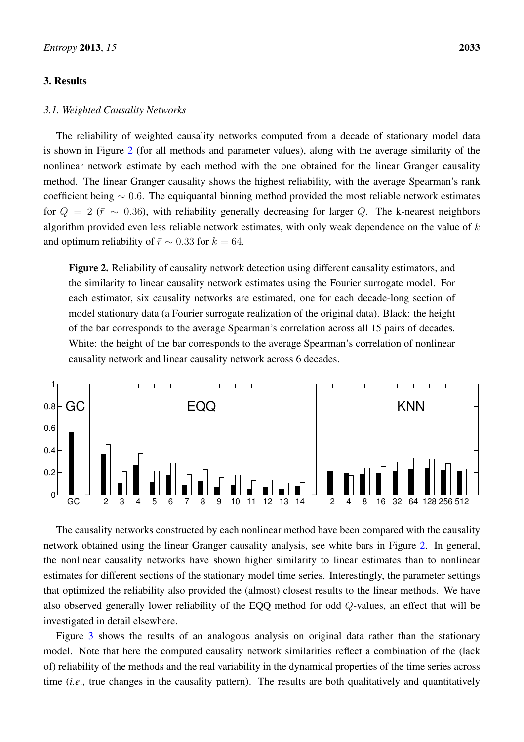## 3. Results

### 3.1. Weighted Causality Networks

The reliability of weighted causality networks computed from a decade of stationary model data is shown in Figure 2 (for all methods and parameter values), along with the average similarity of the nonlinear network estimate by each method with the one obtained for the linear Granger causality method. The linear Granger causality shows the highest reliability, with the average Spearman's rank coefficient being $\sim 0.6$. The equiquantal binning method provided the most reliable network estimates for $Q = 2$ ($\bar{r} \sim 0.36$), with reliability generally decreasing for larger $Q$. The k-nearest neighbors algorithm provided even less reliable network estimates, with only weak dependence on the value of $k$ and optimum reliability of $\bar{r} \sim 0.33$ for $k = 64$.

**Figure 2.** Reliability of causality network detection using different causality estimators, and the similarity to linear causality network estimates using the Fourier surrogate model. For each estimator, six causality networks are estimated, one for each decade-long section of model stationary data (a Fourier surrogate realization of the original data). Black: the height of the bar corresponds to the average Spearman's correlation across all 15 pairs of decades. White: the height of the bar corresponds to the average Spearman's correlation of nonlinear causality network and linear causality network across 6 decades.

The causality networks constructed by each nonlinear method have been compared with the causality network obtained using the linear Granger causality analysis, see white bars in Figure 2. In general, the nonlinear causality networks have shown higher similarity to linear estimates than to nonlinear estimates for different sections of the stationary model time series. Interestingly, the parameter settings that optimized the reliability also provided the (almost) closest results to the linear methods. We have also observed generally lower reliability of the EQQ method for odd $Q$-values, an effect that will be investigated in detail elsewhere.

Figure 3 shows the results of an analogous analysis on original data rather than the stationary model. Note that here the computed causality network similarities reflect a combination of the (lack of) reliability of the methods and the real variability in the dynamical properties of the time series across time (*i.e.*, true changes in the causality pattern). The results are both qualitatively and quantitatively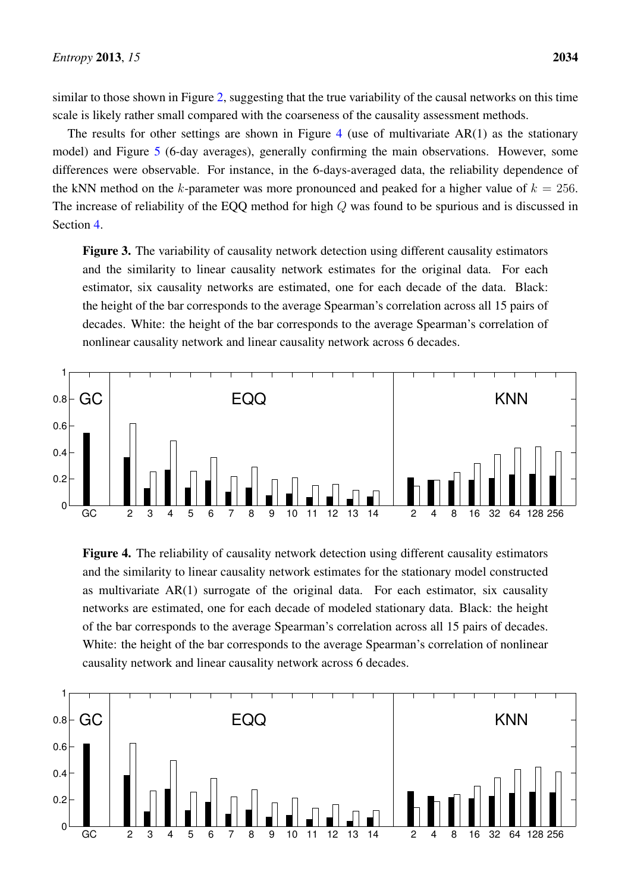similar to those shown in Figure 2, suggesting that the true variability of the causal networks on this time scale is likely rather small compared with the coarseness of the causality assessment methods.

The results for other settings are shown in Figure 4 (use of multivariate AR(1) as the stationary model) and Figure 5 (6-day averages), generally confirming the main observations. However, some differences were observable. For instance, in the 6-days-averaged data, the reliability dependence of the kNN method on the $k$-parameter was more pronounced and peaked for a higher value of $k = 256$. The increase of reliability of the EQQ method for high $Q$ was found to be spurious and is discussed in Section 4.

**Figure 3.** The variability of causality network detection using different causality estimators and the similarity to linear causality network estimates for the original data. For each estimator, six causality networks are estimated, one for each decade of the data. Black: the height of the bar corresponds to the average Spearman's correlation across all 15 pairs of decades. White: the height of the bar corresponds to the average Spearman's correlation of nonlinear causality network and linear causality network across 6 decades.

**Figure 4.** The reliability of causality network detection using different causality estimators and the similarity to linear causality network estimates for the stationary model constructed as multivariate AR(1) surrogate of the original data. For each estimator, six causality networks are estimated, one for each decade of modeled stationary data. Black: the height of the bar corresponds to the average Spearman's correlation across all 15 pairs of decades. White: the height of the bar corresponds to the average Spearman's correlation of nonlinear causality network and linear causality network across 6 decades.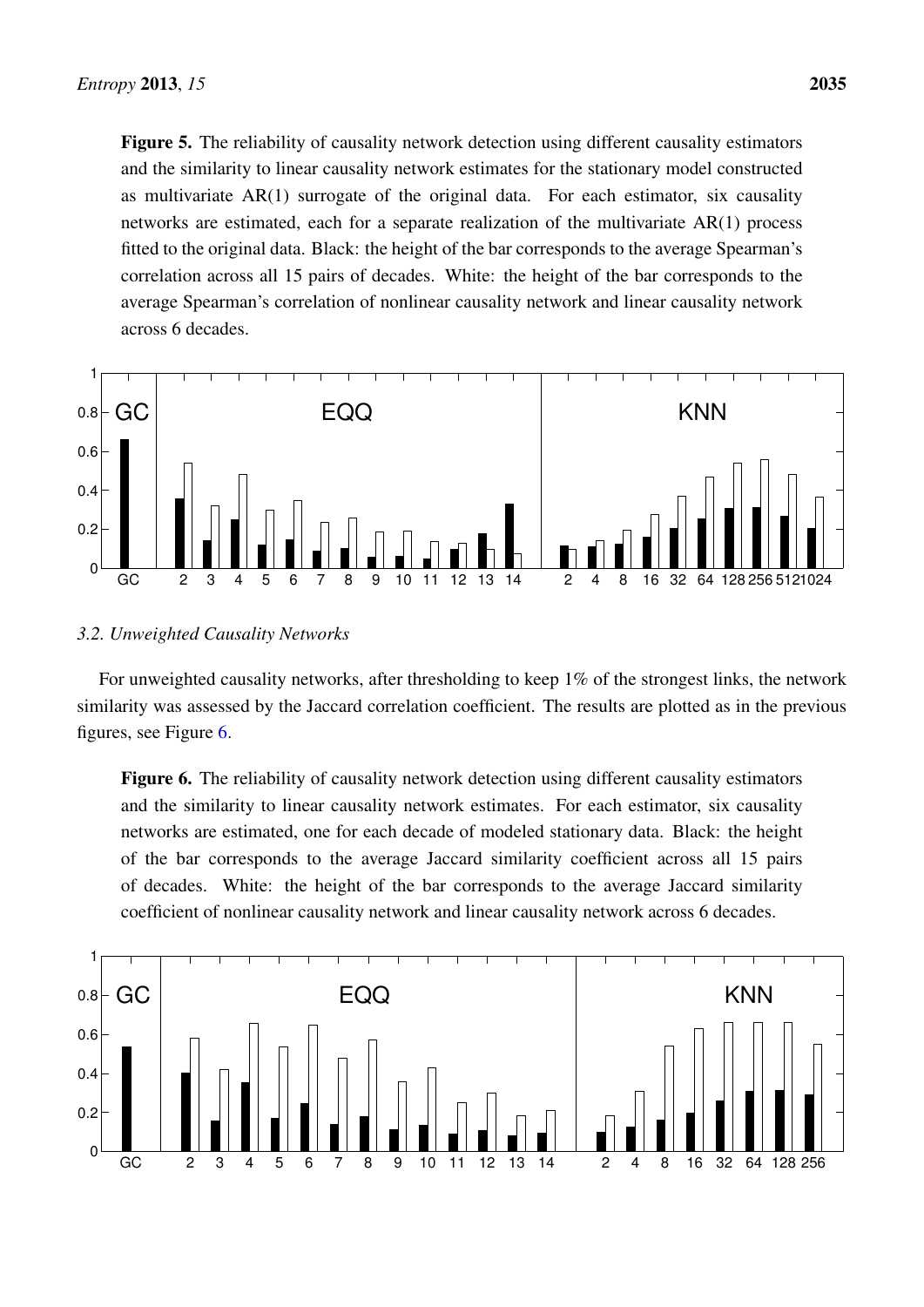**Figure 5.** The reliability of causality network detection using different causality estimators and the similarity to linear causality network estimates for the stationary model constructed as multivariate AR(1) surrogate of the original data. For each estimator, six causality networks are estimated, each for a separate realization of the multivariate AR(1) process fitted to the original data. Black: the height of the bar corresponds to the average Spearman's correlation across all 15 pairs of decades. White: the height of the bar corresponds to the average Spearman's correlation of nonlinear causality network and linear causality network across 6 decades.

### 3.2. Unweighted Causality Networks

For unweighted causality networks, after thresholding to keep 1% of the strongest links, the network similarity was assessed by the Jaccard correlation coefficient. The results are plotted as in the previous figures, see Figure 6.

**Figure 6.** The reliability of causality network detection using different causality estimators and the similarity to linear causality network estimates. For each estimator, six causality networks are estimated, one for each decade of modeled stationary data. Black: the height of the bar corresponds to the average Jaccard similarity coefficient across all 15 pairs of decades. White: the height of the bar corresponds to the average Jaccard similarity coefficient of nonlinear causality network and linear causality network across 6 decades.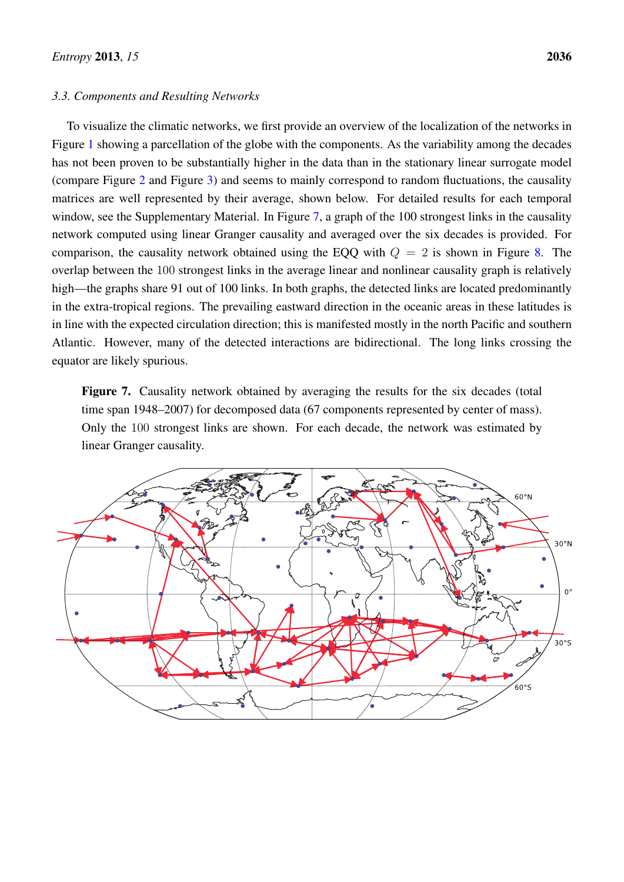### 3.3. Components and Resulting Networks

To visualize the climatic networks, we first provide an overview of the localization of the networks in Figure 1 showing a parcellation of the globe with the components. As the variability among the decades has not been proven to be substantially higher in the data than in the stationary linear surrogate model (compare Figure 2 and Figure 3) and seems to mainly correspond to random fluctuations, the causality matrices are well represented by their average, shown below. For detailed results for each temporal window, see the Supplementary Material. In Figure 7, a graph of the 100 strongest links in the causality network computed using linear Granger causality and averaged over the six decades is provided. For comparison, the causality network obtained using the EQQ with $Q = 2$ is shown in Figure 8. The overlap between the 100 strongest links in the average linear and nonlinear causality graph is relatively high—the graphs share 91 out of 100 links. In both graphs, the detected links are located predominantly in the extra-tropical regions. The prevailing eastward direction in the oceanic areas in these latitudes is in line with the expected circulation direction; this is manifested mostly in the north Pacific and southern Atlantic. However, many of the detected interactions are bidirectional. The long links crossing the equator are likely spurious.

**Figure 7.** Causality network obtained by averaging the results for the six decades (total time span 1948–2007) for decomposed data (67 components represented by center of mass). Only the 100 strongest links are shown. For each decade, the network was estimated by linear Granger causality.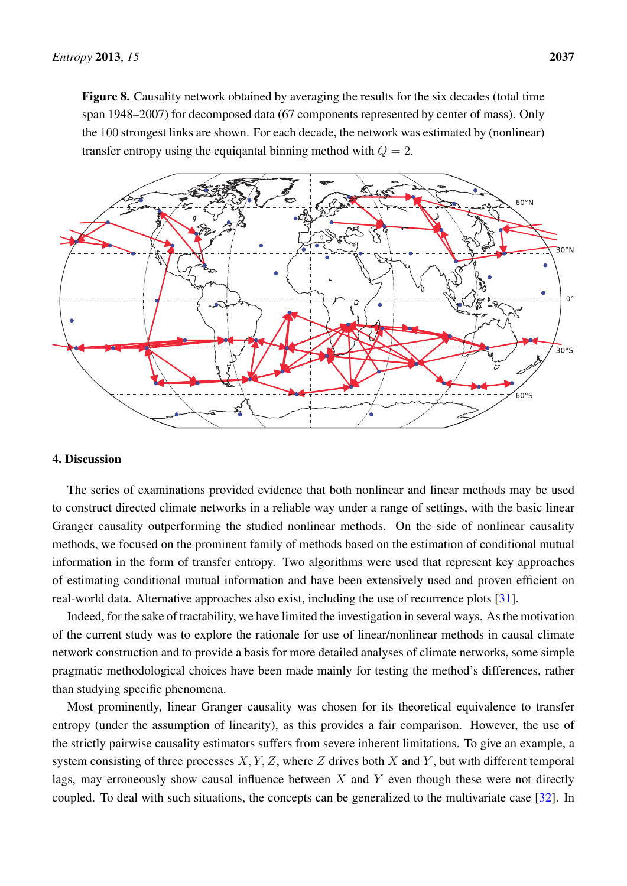**Figure 8.** Causality network obtained by averaging the results for the six decades (total time span 1948–2007) for decomposed data (67 components represented by center of mass). Only the $100$ strongest links are shown. For each decade, the network was estimated by (nonlinear) transfer entropy using the equiqantal binning method with $Q = 2$.

## 4. Discussion

The series of examinations provided evidence that both nonlinear and linear methods may be used to construct directed climate networks in a reliable way under a range of settings, with the basic linear Granger causality outperforming the studied nonlinear methods. On the side of nonlinear causality methods, we focused on the prominent family of methods based on the estimation of conditional mutual information in the form of transfer entropy. Two algorithms were used that represent key approaches of estimating conditional mutual information and have been extensively used and proven efficient on real-world data. Alternative approaches also exist, including the use of recurrence plots [31].

Indeed, for the sake of tractability, we have limited the investigation in several ways. As the motivation of the current study was to explore the rationale for use of linear/nonlinear methods in causal climate network construction and to provide a basis for more detailed analyses of climate networks, some simple pragmatic methodological choices have been made mainly for testing the method's differences, rather than studying specific phenomena.

Most prominently, linear Granger causality was chosen for its theoretical equivalence to transfer entropy (under the assumption of linearity), as this provides a fair comparison. However, the use of the strictly pairwise causality estimators suffers from severe inherent limitations. To give an example, a system consisting of three processes $X, Y, Z$, where $Z$ drives both $X$ and $Y$, but with different temporal lags, may erroneously show causal influence between $X$ and $Y$ even though these were not directly coupled. To deal with such situations, the concepts can be generalized to the multivariate case [32]. In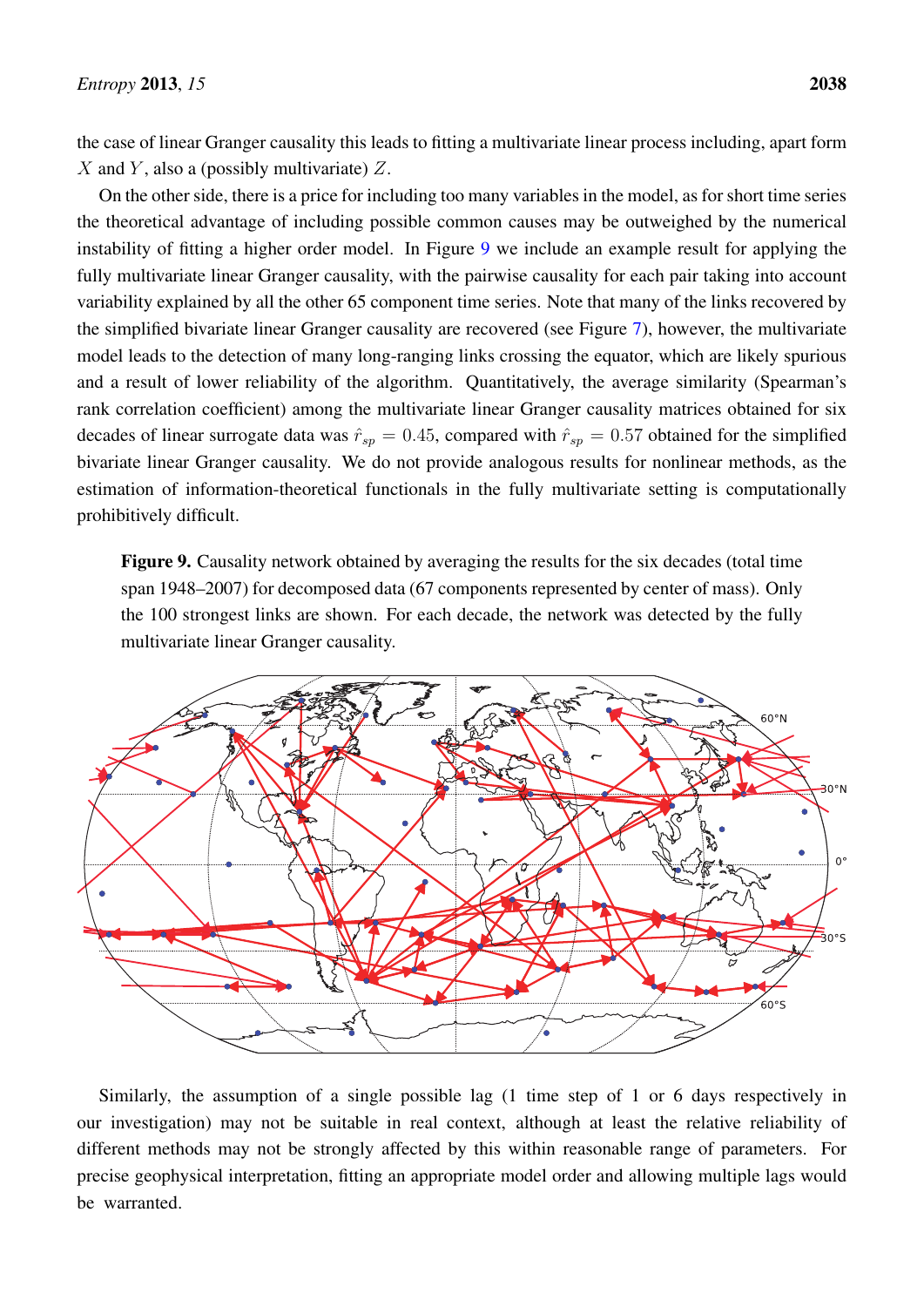the case of linear Granger causality this leads to fitting a multivariate linear process including, apart form $X$ and $Y$, also a (possibly multivariate) $Z$.

On the other side, there is a price for including too many variables in the model, as for short time series the theoretical advantage of including possible common causes may be outweighed by the numerical instability of fitting a higher order model. In Figure 9 we include an example result for applying the fully multivariate linear Granger causality, with the pairwise causality for each pair taking into account variability explained by all the other 65 component time series. Note that many of the links recovered by the simplified bivariate linear Granger causality are recovered (see Figure 7), however, the multivariate model leads to the detection of many long-ranging links crossing the equator, which are likely spurious and a result of lower reliability of the algorithm. Quantitatively, the average similarity (Spearman's rank correlation coefficient) among the multivariate linear Granger causality matrices obtained for six decades of linear surrogate data was $\hat{r}_{sp} = 0.45$, compared with $\hat{r}_{sp} = 0.57$ obtained for the simplified bivariate linear Granger causality. We do not provide analogous results for nonlinear methods, as the estimation of information-theoretical functionals in the fully multivariate setting is computationally prohibitively difficult.

**Figure 9.** Causality network obtained by averaging the results for the six decades (total time span 1948–2007) for decomposed data (67 components represented by center of mass). Only the 100 strongest links are shown. For each decade, the network was detected by the fully multivariate linear Granger causality.

Similarly, the assumption of a single possible lag (1 time step of 1 or 6 days respectively in our investigation) may not be suitable in real context, although at least the relative reliability of different methods may not be strongly affected by this within reasonable range of parameters. For precise geophysical interpretation, fitting an appropriate model order and allowing multiple lags would be warranted.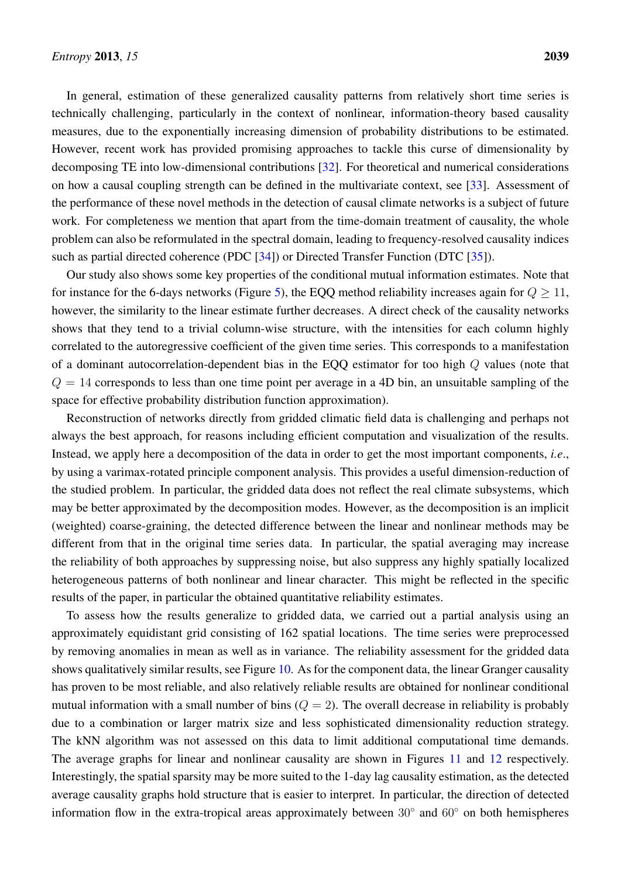In general, estimation of these generalized causality patterns from relatively short time series is technically challenging, particularly in the context of nonlinear, information-theory based causality measures, due to the exponentially increasing dimension of probability distributions to be estimated. However, recent work has provided promising approaches to tackle this curse of dimensionality by decomposing TE into low-dimensional contributions [32]. For theoretical and numerical considerations on how a causal coupling strength can be defined in the multivariate context, see [33]. Assessment of the performance of these novel methods in the detection of causal climate networks is a subject of future work. For completeness we mention that apart from the time-domain treatment of causality, the whole problem can also be reformulated in the spectral domain, leading to frequency-resolved causality indices such as partial directed coherence (PDC [34]) or Directed Transfer Function (DTC [35]).

Our study also shows some key properties of the conditional mutual information estimates. Note that for instance for the 6-days networks (Figure 5), the EQQ method reliability increases again for $Q \geq 11$, however, the similarity to the linear estimate further decreases. A direct check of the causality networks shows that they tend to a trivial column-wise structure, with the intensities for each column highly correlated to the autoregressive coefficient of the given time series. This corresponds to a manifestation of a dominant autocorrelation-dependent bias in the EQQ estimator for too high $Q$ values (note that $Q = 14$ corresponds to less than one time point per average in a 4D bin, an unsuitable sampling of the space for effective probability distribution function approximation).

Reconstruction of networks directly from gridded climatic field data is challenging and perhaps not always the best approach, for reasons including efficient computation and visualization of the results. Instead, we apply here a decomposition of the data in order to get the most important components, *i.e.*, by using a varimax-rotated principle component analysis. This provides a useful dimension-reduction of the studied problem. In particular, the gridded data does not reflect the real climate subsystems, which may be better approximated by the decomposition modes. However, as the decomposition is an implicit (weighted) coarse-graining, the detected difference between the linear and nonlinear methods may be different from that in the original time series data. In particular, the spatial averaging may increase the reliability of both approaches by suppressing noise, but also suppress any highly spatially localized heterogeneous patterns of both nonlinear and linear character. This might be reflected in the specific results of the paper, in particular the obtained quantitative reliability estimates.

To assess how the results generalize to gridded data, we carried out a partial analysis using an approximately equidistant grid consisting of 162 spatial locations. The time series were preprocessed by removing anomalies in mean as well as in variance. The reliability assessment for the gridded data shows qualitatively similar results, see Figure 10. As for the component data, the linear Granger causality has proven to be most reliable, and also relatively reliable results are obtained for nonlinear conditional mutual information with a small number of bins ($Q = 2$). The overall decrease in reliability is probably due to a combination or larger matrix size and less sophisticated dimensionality reduction strategy. The kNN algorithm was not assessed on this data to limit additional computational time demands. The average graphs for linear and nonlinear causality are shown in Figures 11 and 12 respectively. Interestingly, the spatial sparsity may be more suited to the 1-day lag causality estimation, as the detected average causality graphs hold structure that is easier to interpret. In particular, the direction of detected information flow in the extra-tropical areas approximately between $30^{\circ}$ and $60^{\circ}$ on both hemispheres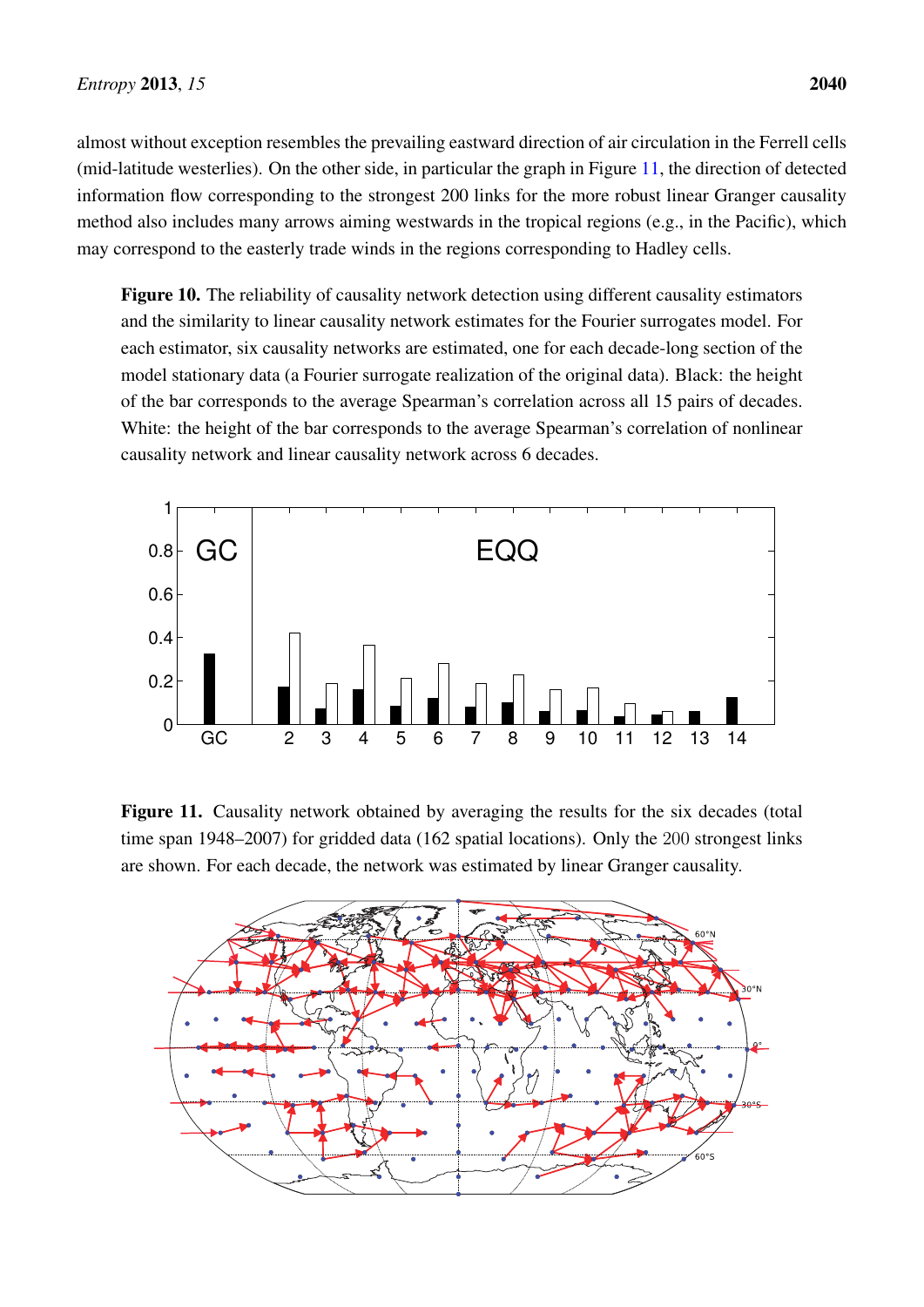almost without exception resembles the prevailing eastward direction of air circulation in the Ferrell cells (mid-latitude westerlies). On the other side, in particular the graph in Figure 11, the direction of detected information flow corresponding to the strongest 200 links for the more robust linear Granger causality method also includes many arrows aiming westwards in the tropical regions (e.g., in the Pacific), which may correspond to the easterly trade winds in the regions corresponding to Hadley cells.

**Figure 10.** The reliability of causality network detection using different causality estimators and the similarity to linear causality network estimates for the Fourier surrogates model. For each estimator, six causality networks are estimated, one for each decade-long section of the model stationary data (a Fourier surrogate realization of the original data). Black: the height of the bar corresponds to the average Spearman's correlation across all 15 pairs of decades. White: the height of the bar corresponds to the average Spearman's correlation of nonlinear causality network and linear causality network across 6 decades.

**Figure 11.** Causality network obtained by averaging the results for the six decades (total time span 1948–2007) for gridded data (162 spatial locations). Only the 200 strongest links are shown. For each decade, the network was estimated by linear Granger causality.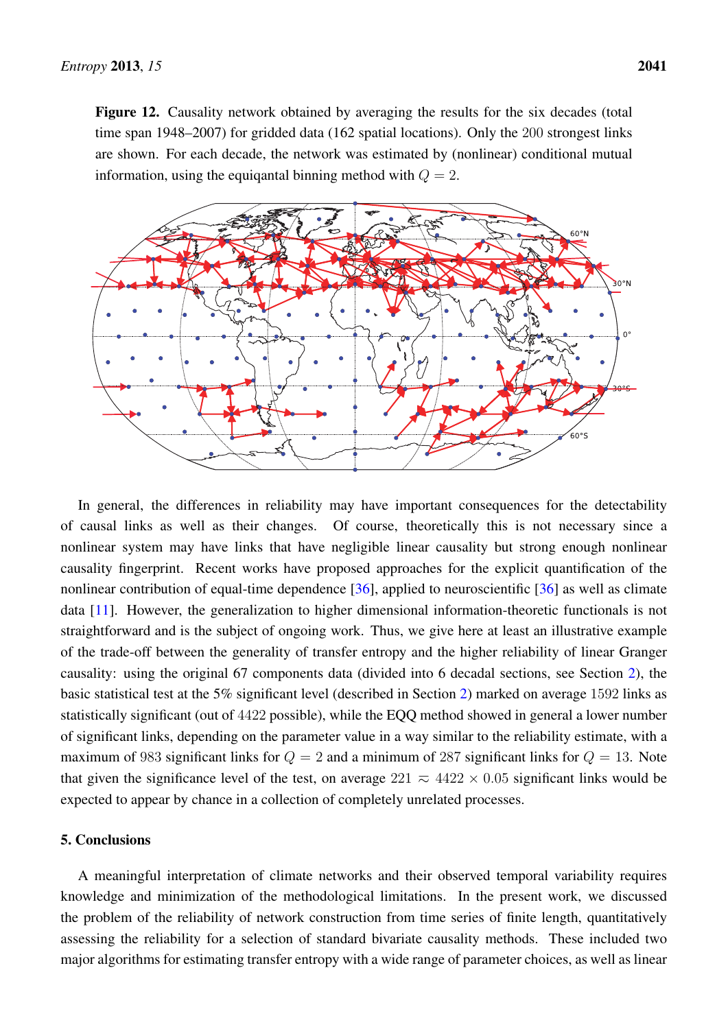**Figure 12.** Causality network obtained by averaging the results for the six decades (total time span 1948–2007) for gridded data (162 spatial locations). Only the 200 strongest links are shown. For each decade, the network was estimated by (nonlinear) conditional mutual information, using the equiqantal binning method with $Q = 2$.

In general, the differences in reliability may have important consequences for the detectability of causal links as well as their changes. Of course, theoretically this is not necessary since a nonlinear system may have links that have negligible linear causality but strong enough nonlinear causality fingerprint. Recent works have proposed approaches for the explicit quantification of the nonlinear contribution of equal-time dependence [36], applied to neuroscientific [36] as well as climate data [11]. However, the generalization to higher dimensional information-theoretic functionals is not straightforward and is the subject of ongoing work. Thus, we give here at least an illustrative example of the trade-off between the generality of transfer entropy and the higher reliability of linear Granger causality: using the original 67 components data (divided into 6 decadal sections, see Section 2), the basic statistical test at the 5% significant level (described in Section 2) marked on average 1592 links as statistically significant (out of 4422 possible), while the EQQ method showed in general a lower number of significant links, depending on the parameter value in a way similar to the reliability estimate, with a maximum of 983 significant links for $Q = 2$ and a minimum of 287 significant links for $Q = 13$. Note that given the significance level of the test, on average $221 \approx 4422 \times 0.05$ significant links would be expected to appear by chance in a collection of completely unrelated processes.

## 5. Conclusions

A meaningful interpretation of climate networks and their observed temporal variability requires knowledge and minimization of the methodological limitations. In the present work, we discussed the problem of the reliability of network construction from time series of finite length, quantitatively assessing the reliability for a selection of standard bivariate causality methods. These included two major algorithms for estimating transfer entropy with a wide range of parameter choices, as well as linear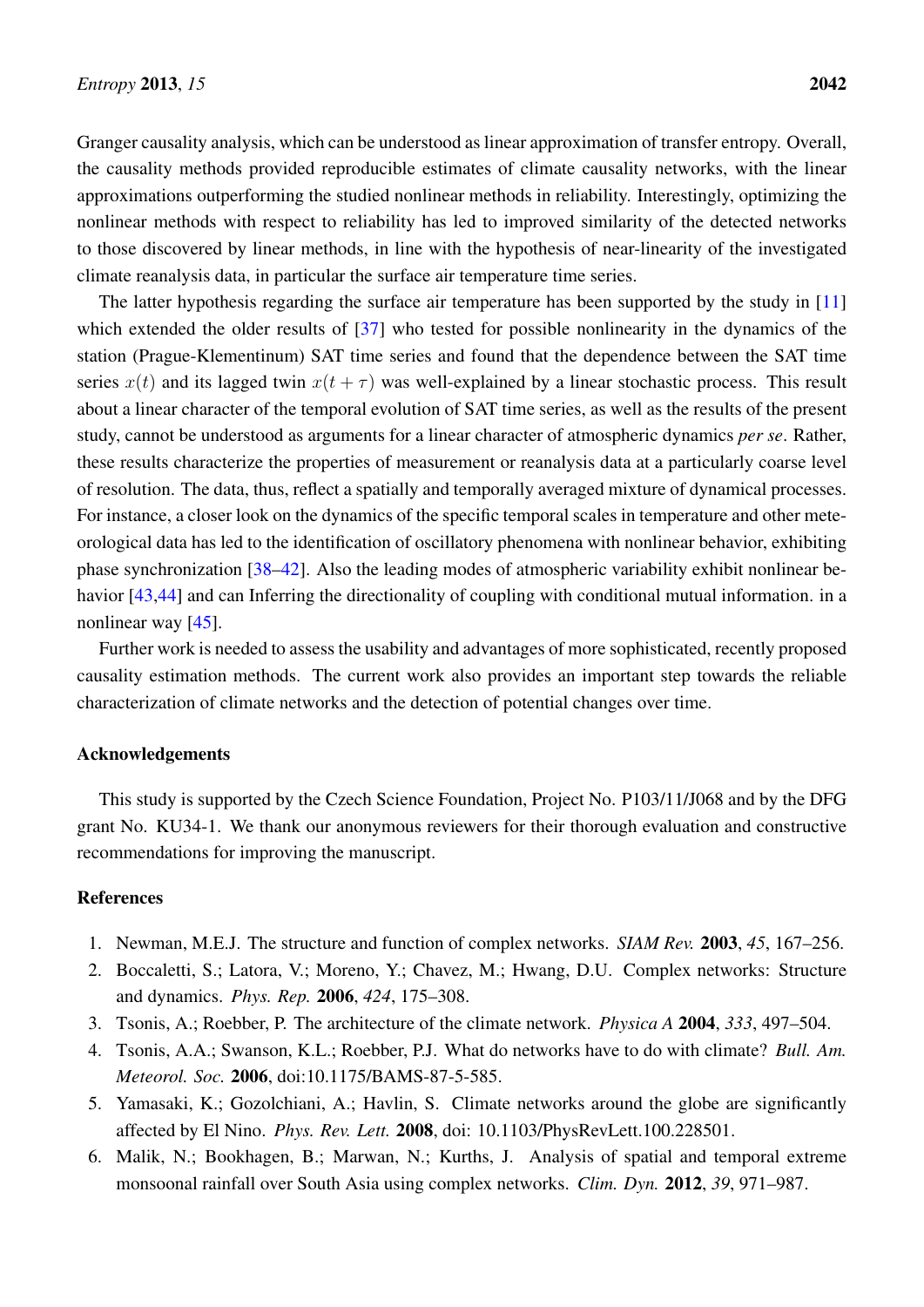Granger causality analysis, which can be understood as linear approximation of transfer entropy. Overall, the causality methods provided reproducible estimates of climate causality networks, with the linear approximations outperforming the studied nonlinear methods in reliability. Interestingly, optimizing the nonlinear methods with respect to reliability has led to improved similarity of the detected networks to those discovered by linear methods, in line with the hypothesis of near-linearity of the investigated climate reanalysis data, in particular the surface air temperature time series.

The latter hypothesis regarding the surface air temperature has been supported by the study in [11] which extended the older results of [37] who tested for possible nonlinearity in the dynamics of the station (Prague-Klementinum) SAT time series and found that the dependence between the SAT time series $x(t)$ and its lagged twin $x(t + \tau)$ was well-explained by a linear stochastic process. This result about a linear character of the temporal evolution of SAT time series, as well as the results of the present study, cannot be understood as arguments for a linear character of atmospheric dynamics *per se*. Rather, these results characterize the properties of measurement or reanalysis data at a particularly coarse level of resolution. The data, thus, reflect a spatially and temporally averaged mixture of dynamical processes. For instance, a closer look on the dynamics of the specific temporal scales in temperature and other meteorological data has led to the identification of oscillatory phenomena with nonlinear behavior, exhibiting phase synchronization [38–42]. Also the leading modes of atmospheric variability exhibit nonlinear behavior [43,44] and can Inferring the directionality of coupling with conditional mutual information. in a nonlinear way [45].

Further work is needed to assess the usability and advantages of more sophisticated, recently proposed causality estimation methods. The current work also provides an important step towards the reliable characterization of climate networks and the detection of potential changes over time.

## Acknowledgements

This study is supported by the Czech Science Foundation, Project No. P103/11/J068 and by the DFG grant No. KU34-1. We thank our anonymous reviewers for their thorough evaluation and constructive recommendations for improving the manuscript.

## References

1. Newman, M.E.J. The structure and function of complex networks. *SIAM Rev.* **2003**, *45*, 167–256.
2. Boccaletti, S.; Latora, V.; Moreno, Y.; Chavez, M.; Hwang, D.U. Complex networks: Structure and dynamics. *Phys. Rep.* **2006**, *424*, 175–308.
3. Tsonis, A.; Roebber, P. The architecture of the climate network. *Physica A* **2004**, *333*, 497–504.
4. Tsonis, A.A.; Swanson, K.L.; Roebber, P.J. What do networks have to do with climate? *Bull. Am. Meteorol. Soc.* **2006**, doi:10.1175/BAMS-87-5-585.
5. Yamasaki, K.; Gozolchiani, A.; Havlin, S. Climate networks around the globe are significantly affected by El Nino. *Phys. Rev. Lett.* **2008**, doi: 10.1103/PhysRevLett.100.228501.
6. Malik, N.; Bookhagen, B.; Marwan, N.; Kurths, J. Analysis of spatial and temporal extreme monsoonal rainfall over South Asia using complex networks. *Clim. Dyn.* **2012**, *39*, 971–987.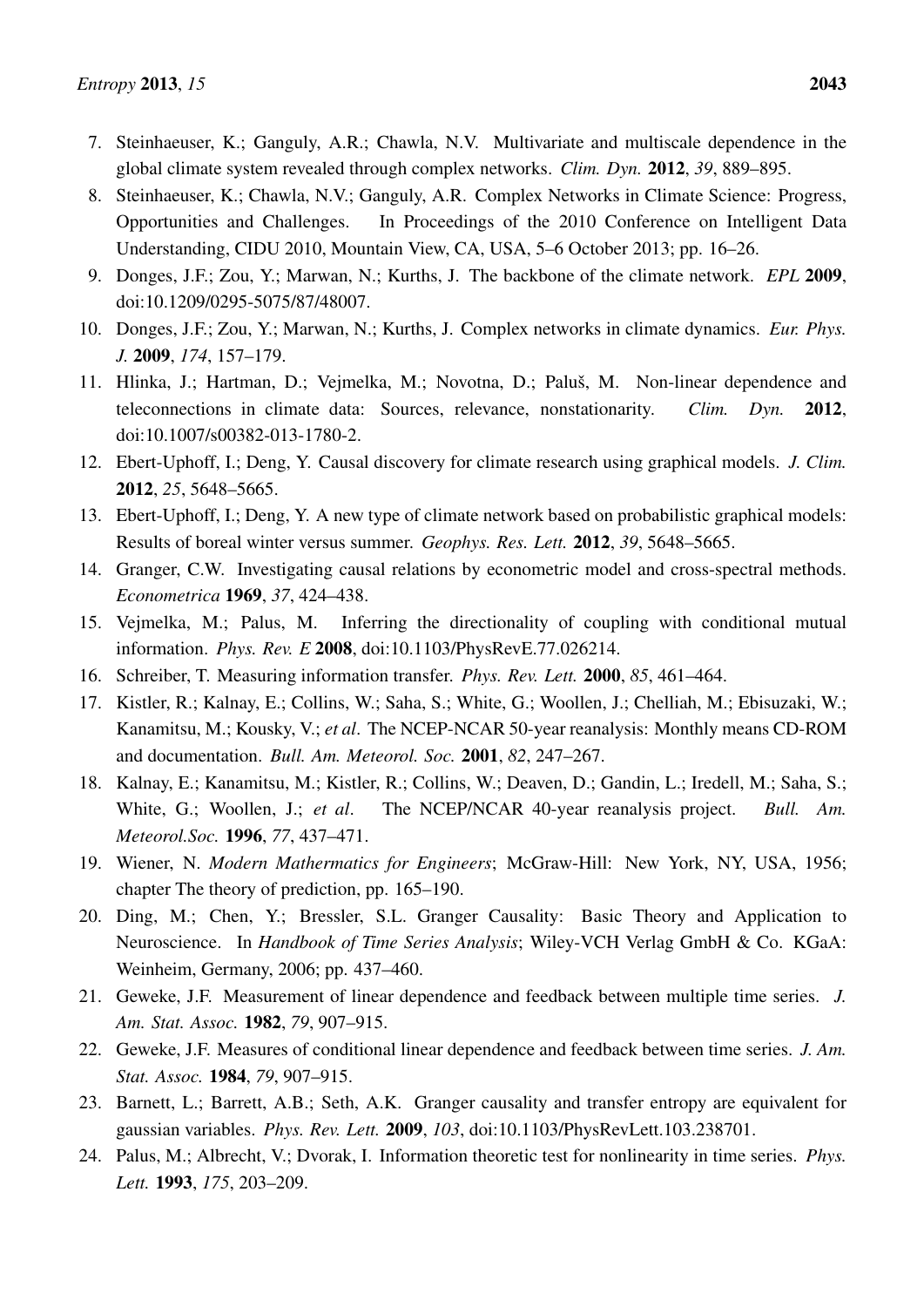7. Steinhaeuser, K.; Ganguly, A.R.; Chawla, N.V. Multivariate and multiscale dependence in the global climate system revealed through complex networks. *Clim. Dyn.* **2012**, *39*, 889–895.
8. Steinhaeuser, K.; Chawla, N.V.; Ganguly, A.R. Complex Networks in Climate Science: Progress, Opportunities and Challenges. In Proceedings of the 2010 Conference on Intelligent Data Understanding, CIDU 2010, Mountain View, CA, USA, 5–6 October 2013; pp. 16–26.
9. Donges, J.F.; Zou, Y.; Marwan, N.; Kurths, J. The backbone of the climate network. *EPL* **2009**, doi:10.1209/0295-5075/87/48007.
10. Donges, J.F.; Zou, Y.; Marwan, N.; Kurths, J. Complex networks in climate dynamics. *Eur. Phys. J.* **2009**, *174*, 157–179.
11. Hlinka, J.; Hartman, D.; Vejmelka, M.; Novotna, D.; Paluš, M. Non-linear dependence and teleconnections in climate data: Sources, relevance, nonstationarity. *Clim. Dyn.* **2012**, doi:10.1007/s00382-013-1780-2.
12. Ebert-Uphoff, I.; Deng, Y. Causal discovery for climate research using graphical models. *J. Clim.* **2012**, *25*, 5648–5665.
13. Ebert-Uphoff, I.; Deng, Y. A new type of climate network based on probabilistic graphical models: Results of boreal winter versus summer. *Geophys. Res. Lett.* **2012**, *39*, 5648–5665.
14. Granger, C.W. Investigating causal relations by econometric model and cross-spectral methods. *Econometrica* **1969**, *37*, 424–438.
15. Vejmelka, M.; Palus, M. Inferring the directionality of coupling with conditional mutual information. *Phys. Rev. E* **2008**, doi:10.1103/PhysRevE.77.026214.
16. Schreiber, T. Measuring information transfer. *Phys. Rev. Lett.* **2000**, *85*, 461–464.
17. Kistler, R.; Kalnay, E.; Collins, W.; Saha, S.; White, G.; Woollen, J.; Chelliah, M.; Ebisuzaki, W.; Kanamitsu, M.; Kousky, V.; *et al*. The NCEP-NCAR 50-year reanalysis: Monthly means CD-ROM and documentation. *Bull. Am. Meteorol. Soc.* **2001**, *82*, 247–267.
18. Kalnay, E.; Kanamitsu, M.; Kistler, R.; Collins, W.; Deaven, D.; Gandin, L.; Iredell, M.; Saha, S.; White, G.; Woollen, J.; *et al*. The NCEP/NCAR 40-year reanalysis project. *Bull. Am. Meteorol.Soc.* **1996**, *77*, 437–471.
19. Wiener, N. *Modern Mathermatics for Engineers*; McGraw-Hill: New York, NY, USA, 1956; chapter The theory of prediction, pp. 165–190.
20. Ding, M.; Chen, Y.; Bressler, S.L. Granger Causality: Basic Theory and Application to Neuroscience. In *Handbook of Time Series Analysis*; Wiley-VCH Verlag GmbH & Co. KGaA: Weinheim, Germany, 2006; pp. 437–460.
21. Geweke, J.F. Measurement of linear dependence and feedback between multiple time series. *J. Am. Stat. Assoc.* **1982**, *79*, 907–915.
22. Geweke, J.F. Measures of conditional linear dependence and feedback between time series. *J. Am. Stat. Assoc.* **1984**, *79*, 907–915.
23. Barnett, L.; Barrett, A.B.; Seth, A.K. Granger causality and transfer entropy are equivalent for gaussian variables. *Phys. Rev. Lett.* **2009**, *103*, doi:10.1103/PhysRevLett.103.238701.
24. Palus, M.; Albrecht, V.; Dvorak, I. Information theoretic test for nonlinearity in time series. *Phys. Lett.* **1993**, *175*, 203–209.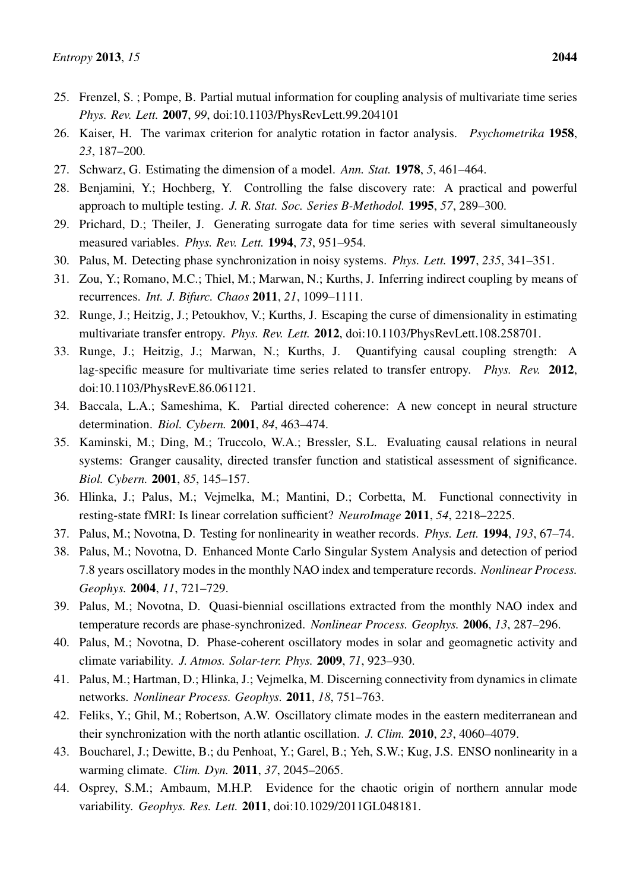25. Frenzel, S. ; Pompe, B. Partial mutual information for coupling analysis of multivariate time series *Phys. Rev. Lett.* **2007**, *99*, doi:10.1103/PhysRevLett.99.204101
26. Kaiser, H. The varimax criterion for analytic rotation in factor analysis. *Psychometrika* **1958**, *23*, 187–200.
27. Schwarz, G. Estimating the dimension of a model. *Ann. Stat.* **1978**, *5*, 461–464.
28. Benjamini, Y.; Hochberg, Y. Controlling the false discovery rate: A practical and powerful approach to multiple testing. *J. R. Stat. Soc. Series B-Methodol.* **1995**, *57*, 289–300.
29. Prichard, D.; Theiler, J. Generating surrogate data for time series with several simultaneously measured variables. *Phys. Rev. Lett.* **1994**, *73*, 951–954.
30. Palus, M. Detecting phase synchronization in noisy systems. *Phys. Lett.* **1997**, *235*, 341–351.
31. Zou, Y.; Romano, M.C.; Thiel, M.; Marwan, N.; Kurths, J. Inferring indirect coupling by means of recurrences. *Int. J. Bifurc. Chaos* **2011**, *21*, 1099–1111.
32. Runge, J.; Heitzig, J.; Petoukhov, V.; Kurths, J. Escaping the curse of dimensionality in estimating multivariate transfer entropy. *Phys. Rev. Lett.* **2012**, doi:10.1103/PhysRevLett.108.258701.
33. Runge, J.; Heitzig, J.; Marwan, N.; Kurths, J. Quantifying causal coupling strength: A lag-specific measure for multivariate time series related to transfer entropy. *Phys. Rev.* **2012**, doi:10.1103/PhysRevE.86.061121.
34. Baccala, L.A.; Sameshima, K. Partial directed coherence: A new concept in neural structure determination. *Biol. Cybern.* **2001**, *84*, 463–474.
35. Kaminski, M.; Ding, M.; Truccolo, W.A.; Bressler, S.L. Evaluating causal relations in neural systems: Granger causality, directed transfer function and statistical assessment of significance. *Biol. Cybern.* **2001**, *85*, 145–157.
36. Hlinka, J.; Palus, M.; Vejmelka, M.; Mantini, D.; Corbetta, M. Functional connectivity in resting-state fMRI: Is linear correlation sufficient? *NeuroImage* **2011**, *54*, 2218–2225.
37. Palus, M.; Novotna, D. Testing for nonlinearity in weather records. *Phys. Lett.* **1994**, *193*, 67–74.
38. Palus, M.; Novotna, D. Enhanced Monte Carlo Singular System Analysis and detection of period 7.8 years oscillatory modes in the monthly NAO index and temperature records. *Nonlinear Process. Geophys.* **2004**, *11*, 721–729.
39. Palus, M.; Novotna, D. Quasi-biennial oscillations extracted from the monthly NAO index and temperature records are phase-synchronized. *Nonlinear Process. Geophys.* **2006**, *13*, 287–296.
40. Palus, M.; Novotna, D. Phase-coherent oscillatory modes in solar and geomagnetic activity and climate variability. *J. Atmos. Solar-terr. Phys.* **2009**, *71*, 923–930.
41. Palus, M.; Hartman, D.; Hlinka, J.; Vejmelka, M. Discerning connectivity from dynamics in climate networks. *Nonlinear Process. Geophys.* **2011**, *18*, 751–763.
42. Feliks, Y.; Ghil, M.; Robertson, A.W. Oscillatory climate modes in the eastern mediterranean and their synchronization with the north atlantic oscillation. *J. Clim.* **2010**, *23*, 4060–4079.
43. Boucharel, J.; Dewitte, B.; du Penhoat, Y.; Garel, B.; Yeh, S.W.; Kug, J.S. ENSO nonlinearity in a warming climate. *Clim. Dyn.* **2011**, *37*, 2045–2065.
44. Osprey, S.M.; Ambaum, M.H.P. Evidence for the chaotic origin of northern annular mode variability. *Geophys. Res. Lett.* **2011**, doi:10.1029/2011GL048181.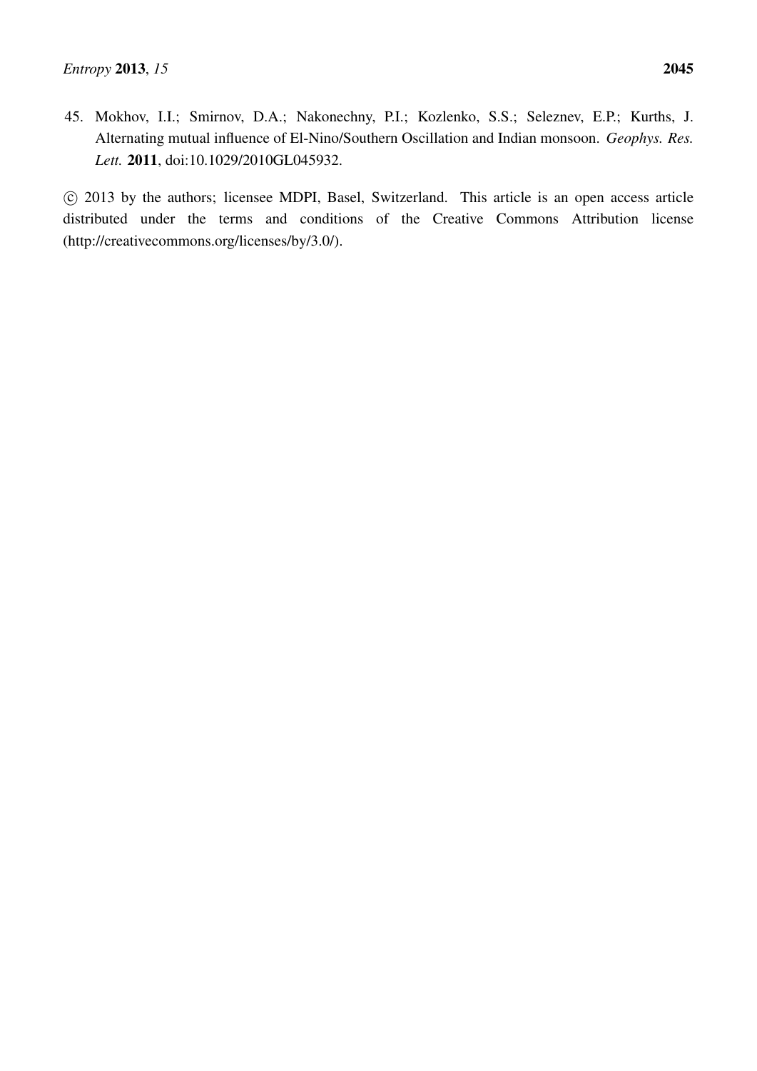45. Mokhov, I.I.; Smirnov, D.A.; Nakonechny, P.I.; Kozlenko, S.S.; Seleznev, E.P.; Kurths, J. Alternating mutual influence of El-Nino/Southern Oscillation and Indian monsoon. *Geophys. Res. Lett.* **2011**, doi:10.1029/2010GL045932.

© 2013 by the authors; licensee MDPI, Basel, Switzerland. This article is an open access article distributed under the terms and conditions of the Creative Commons Attribution license (http://creativecommons.org/licenses/by/3.0/).